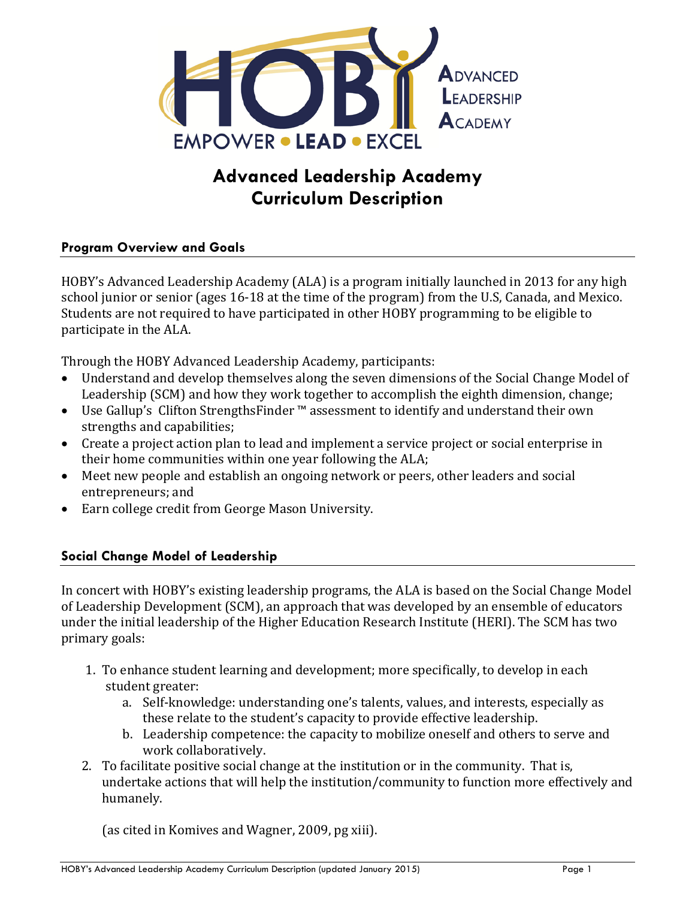# Advanced Leadership Academy Curriculum Description

## Program Overview and Goals

HOBY's Advanced Leadership Academy (ALA) is a program initially launched in 2013 for any high school junior or senior (ages 16-18 at the time of the program) from the U.S, Canada, and Mexico. Students are not required to have participated in other HOBY programming to be eligible to participate in the ALA.

Through the HOBY Advanced Leadership Academy, participants:

- Understand and develop themselves along the seven dimensions of the Social Change Model of Leadership (SCM) and how they work together to accomplish the eighth dimension, change;
- Use Gallup's Clifton StrengthsFinder ™ assessment to identify and understand their own strengths and capabilities;
- Create a project action plan to lead and implement a service project or social enterprise in their home communities within one year following the ALA;
- Meet new people and establish an ongoing network or peers, other leaders and social entrepreneurs; and
- Earn college credit from George Mason University.

## Social Change Model of Leadership

In concert with HOBY's existing leadership programs, the ALA is based on the Social Change Model of Leadership Development (SCM), an approach that was developed by an ensemble of educators under the initial leadership of the Higher Education Research Institute (HERI). The SCM has two primary goals:

1. To enhance student learning and development; more specifically, to develop in each student greater:
   a. Self-knowledge: understanding one's talents, values, and interests, especially as these relate to the student's capacity to provide effective leadership.
   b. Leadership competence: the capacity to mobilize oneself and others to serve and work collaboratively.
2. To facilitate positive social change at the institution or in the community. That is, undertake actions that will help the institution/community to function more effectively and humanely.

   (as cited in Komives and Wagner, 2009, pg xiii).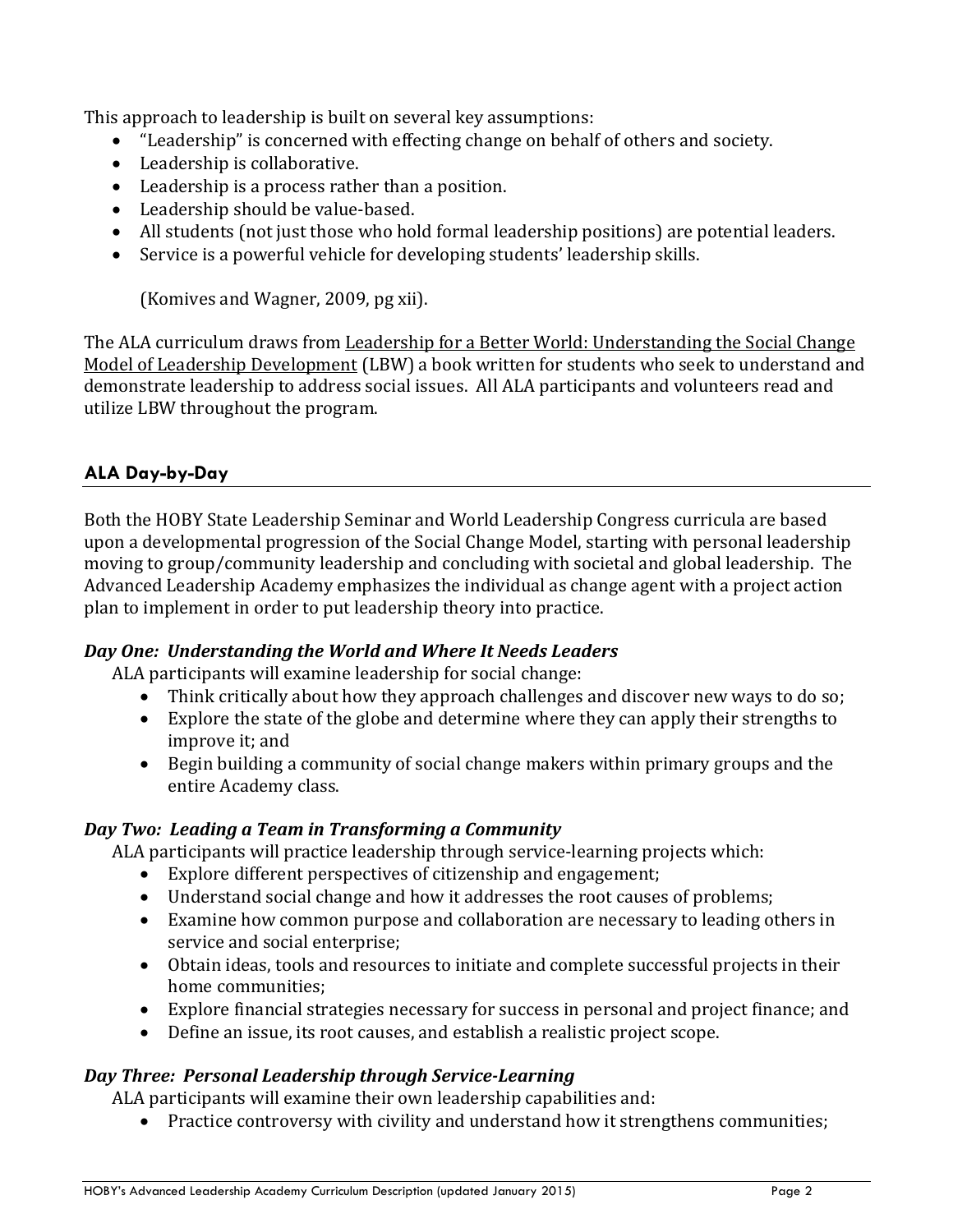This approach to leadership is built on several key assumptions:

- "Leadership" is concerned with effecting change on behalf of others and society.
- Leadership is collaborative.
- Leadership is a process rather than a position.
- Leadership should be value-based.
- All students (not just those who hold formal leadership positions) are potential leaders.
- Service is a powerful vehicle for developing students' leadership skills.

    (Komives and Wagner, 2009, pg xii).

The ALA curriculum draws from Leadership for a Better World: Understanding the Social Change Model of Leadership Development (LBW) a book written for students who seek to understand and demonstrate leadership to address social issues. All ALA participants and volunteers read and utilize LBW throughout the program.

## ALA Day-by-Day

Both the HOBY State Leadership Seminar and World Leadership Congress curricula are based upon a developmental progression of the Social Change Model, starting with personal leadership moving to group/community leadership and concluding with societal and global leadership. The Advanced Leadership Academy emphasizes the individual as change agent with a project action plan to implement in order to put leadership theory into practice.

### *Day One: Understanding the World and Where It Needs Leaders*

ALA participants will examine leadership for social change:

- Think critically about how they approach challenges and discover new ways to do so;
- Explore the state of the globe and determine where they can apply their strengths to improve it; and
- Begin building a community of social change makers within primary groups and the entire Academy class.

### *Day Two: Leading a Team in Transforming a Community*

ALA participants will practice leadership through service-learning projects which:

- Explore different perspectives of citizenship and engagement;
- Understand social change and how it addresses the root causes of problems;
- Examine how common purpose and collaboration are necessary to leading others in service and social enterprise;
- Obtain ideas, tools and resources to initiate and complete successful projects in their home communities;
- Explore financial strategies necessary for success in personal and project finance; and
- Define an issue, its root causes, and establish a realistic project scope.

### *Day Three: Personal Leadership through Service-Learning*

ALA participants will examine their own leadership capabilities and:

- Practice controversy with civility and understand how it strengthens communities;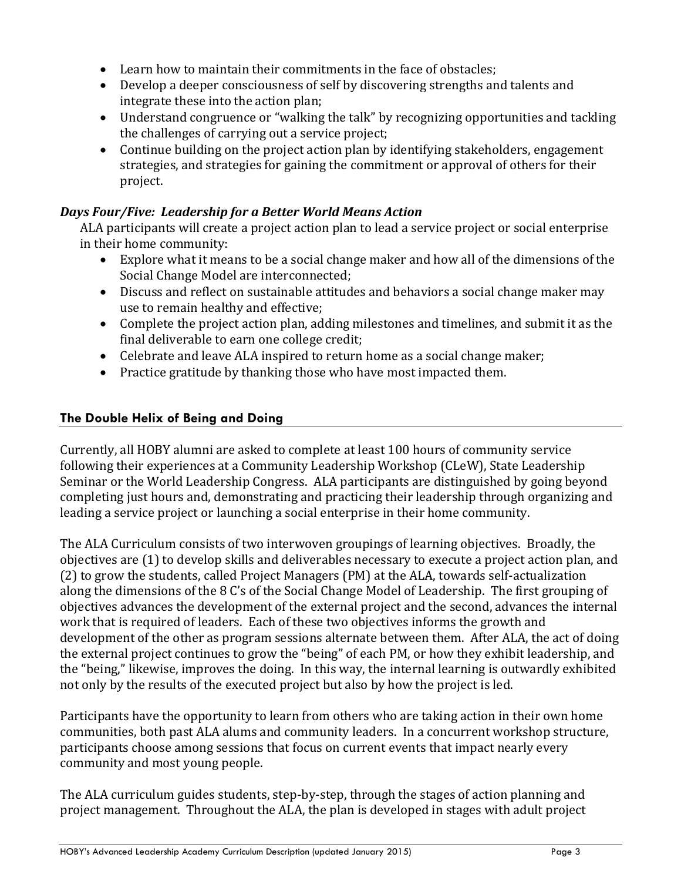- Learn how to maintain their commitments in the face of obstacles;
- Develop a deeper consciousness of self by discovering strengths and talents and integrate these into the action plan;
- Understand congruence or "walking the talk" by recognizing opportunities and tackling the challenges of carrying out a service project;
- Continue building on the project action plan by identifying stakeholders, engagement strategies, and strategies for gaining the commitment or approval of others for their project.

***Days Four/Five: Leadership for a Better World Means Action***

ALA participants will create a project action plan to lead a service project or social enterprise in their home community:

- Explore what it means to be a social change maker and how all of the dimensions of the Social Change Model are interconnected;
- Discuss and reflect on sustainable attitudes and behaviors a social change maker may use to remain healthy and effective;
- Complete the project action plan, adding milestones and timelines, and submit it as the final deliverable to earn one college credit;
- Celebrate and leave ALA inspired to return home as a social change maker;
- Practice gratitude by thanking those who have most impacted them.

## The Double Helix of Being and Doing

Currently, all HOBY alumni are asked to complete at least 100 hours of community service following their experiences at a Community Leadership Workshop (CLeW), State Leadership Seminar or the World Leadership Congress. ALA participants are distinguished by going beyond completing just hours and, demonstrating and practicing their leadership through organizing and leading a service project or launching a social enterprise in their home community.

The ALA Curriculum consists of two interwoven groupings of learning objectives. Broadly, the objectives are (1) to develop skills and deliverables necessary to execute a project action plan, and (2) to grow the students, called Project Managers (PM) at the ALA, towards self-actualization along the dimensions of the 8 C's of the Social Change Model of Leadership. The first grouping of objectives advances the development of the external project and the second, advances the internal work that is required of leaders. Each of these two objectives informs the growth and development of the other as program sessions alternate between them. After ALA, the act of doing the external project continues to grow the "being" of each PM, or how they exhibit leadership, and the "being," likewise, improves the doing. In this way, the internal learning is outwardly exhibited not only by the results of the executed project but also by how the project is led.

Participants have the opportunity to learn from others who are taking action in their own home communities, both past ALA alums and community leaders. In a concurrent workshop structure, participants choose among sessions that focus on current events that impact nearly every community and most young people.

The ALA curriculum guides students, step-by-step, through the stages of action planning and project management. Throughout the ALA, the plan is developed in stages with adult project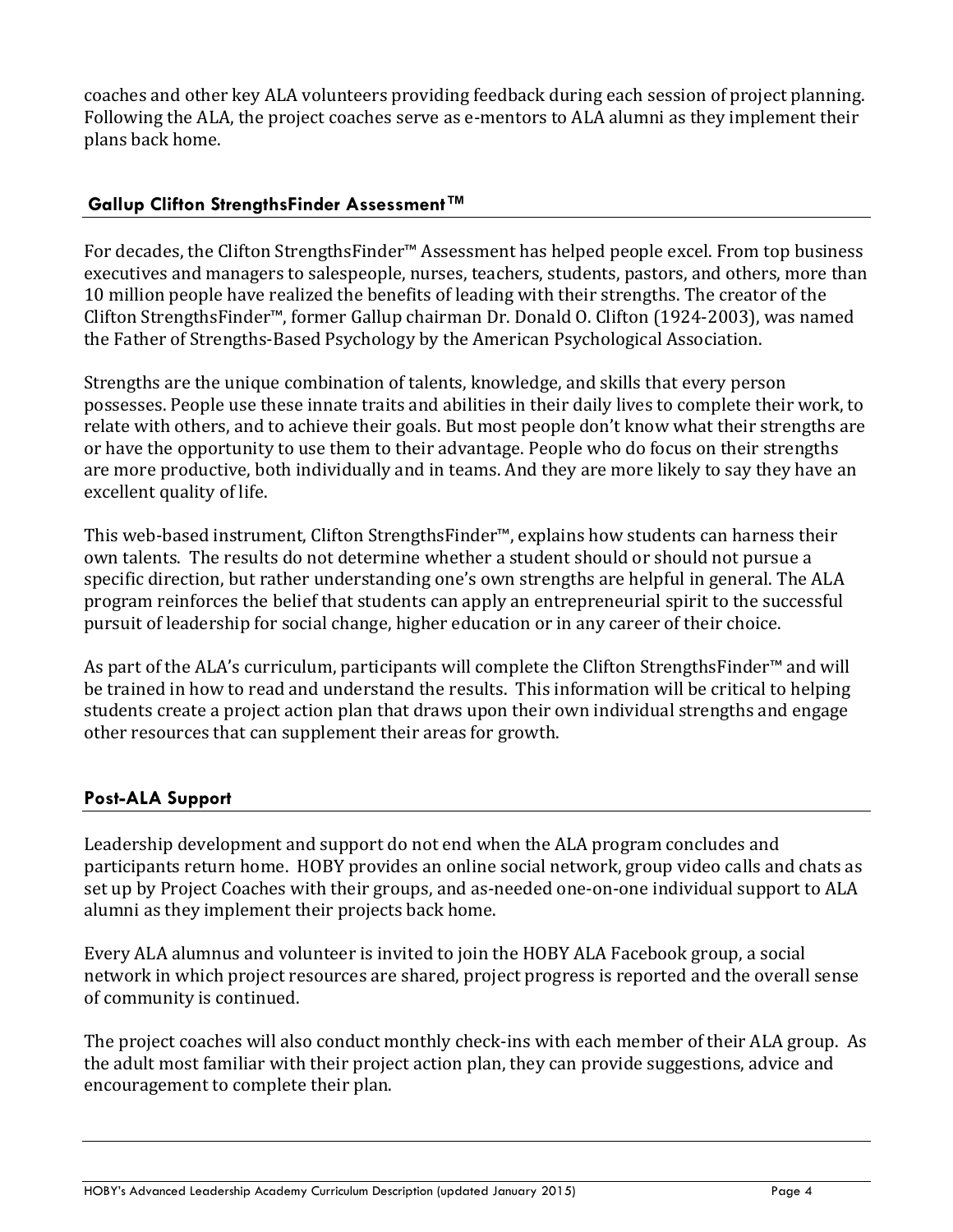coaches and other key ALA volunteers providing feedback during each session of project planning. Following the ALA, the project coaches serve as e-mentors to ALA alumni as they implement their plans back home.

## Gallup Clifton StrengthsFinder Assessment™

For decades, the Clifton StrengthsFinder™ Assessment has helped people excel. From top business executives and managers to salespeople, nurses, teachers, students, pastors, and others, more than 10 million people have realized the benefits of leading with their strengths. The creator of the Clifton StrengthsFinder™, former Gallup chairman Dr. Donald O. Clifton (1924-2003), was named the Father of Strengths-Based Psychology by the American Psychological Association.

Strengths are the unique combination of talents, knowledge, and skills that every person possesses. People use these innate traits and abilities in their daily lives to complete their work, to relate with others, and to achieve their goals. But most people don't know what their strengths are or have the opportunity to use them to their advantage. People who do focus on their strengths are more productive, both individually and in teams. And they are more likely to say they have an excellent quality of life.

This web-based instrument, Clifton StrengthsFinder™, explains how students can harness their own talents. The results do not determine whether a student should or should not pursue a specific direction, but rather understanding one's own strengths are helpful in general. The ALA program reinforces the belief that students can apply an entrepreneurial spirit to the successful pursuit of leadership for social change, higher education or in any career of their choice.

As part of the ALA's curriculum, participants will complete the Clifton StrengthsFinder™ and will be trained in how to read and understand the results. This information will be critical to helping students create a project action plan that draws upon their own individual strengths and engage other resources that can supplement their areas for growth.

## Post-ALA Support

Leadership development and support do not end when the ALA program concludes and participants return home. HOBY provides an online social network, group video calls and chats as set up by Project Coaches with their groups, and as-needed one-on-one individual support to ALA alumni as they implement their projects back home.

Every ALA alumnus and volunteer is invited to join the HOBY ALA Facebook group, a social network in which project resources are shared, project progress is reported and the overall sense of community is continued.

The project coaches will also conduct monthly check-ins with each member of their ALA group. As the adult most familiar with their project action plan, they can provide suggestions, advice and encouragement to complete their plan.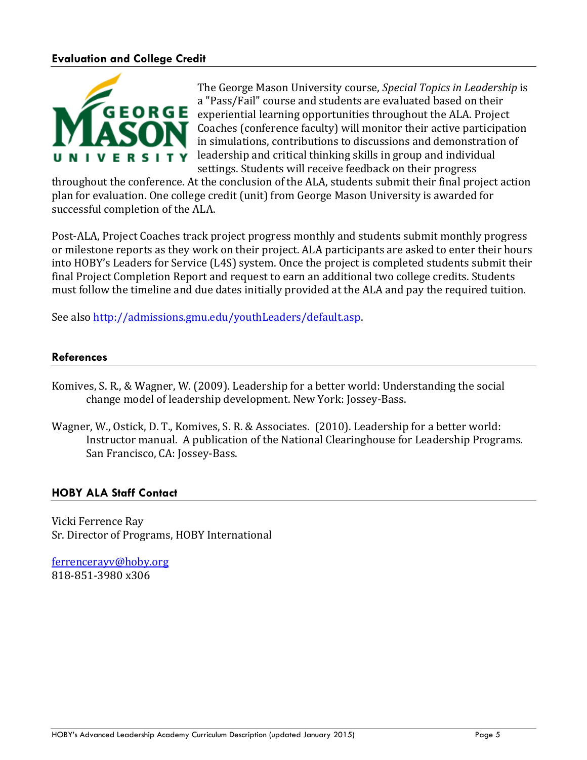## Evaluation and College Credit

The George Mason University course, *Special Topics in Leadership* is a "Pass/Fail" course and students are evaluated based on their experiential learning opportunities throughout the ALA. Project Coaches (conference faculty) will monitor their active participation in simulations, contributions to discussions and demonstration of leadership and critical thinking skills in group and individual settings. Students will receive feedback on their progress throughout the conference. At the conclusion of the ALA, students submit their final project action plan for evaluation. One college credit (unit) from George Mason University is awarded for successful completion of the ALA.

Post-ALA, Project Coaches track project progress monthly and students submit monthly progress or milestone reports as they work on their project. ALA participants are asked to enter their hours into HOBY's Leaders for Service (L4S) system. Once the project is completed students submit their final Project Completion Report and request to earn an additional two college credits. Students must follow the timeline and due dates initially provided at the ALA and pay the required tuition.

See also [http://admissions.gmu.edu/youthLeaders/default.asp](http://admissions.gmu.edu/youthLeaders/default.asp).

## References

Komives, S. R., & Wagner, W. (2009). Leadership for a better world: Understanding the social change model of leadership development. New York: Jossey-Bass.

Wagner, W., Ostick, D. T., Komives, S. R. & Associates. (2010). Leadership for a better world: Instructor manual. A publication of the National Clearinghouse for Leadership Programs. San Francisco, CA: Jossey-Bass.

## HOBY ALA Staff Contact

Vicki Ferrence Ray
Sr. Director of Programs, HOBY International

[ferrencerayv@hoby.org](mailto:ferrencerayv@hoby.org)
818-851-3980 x306